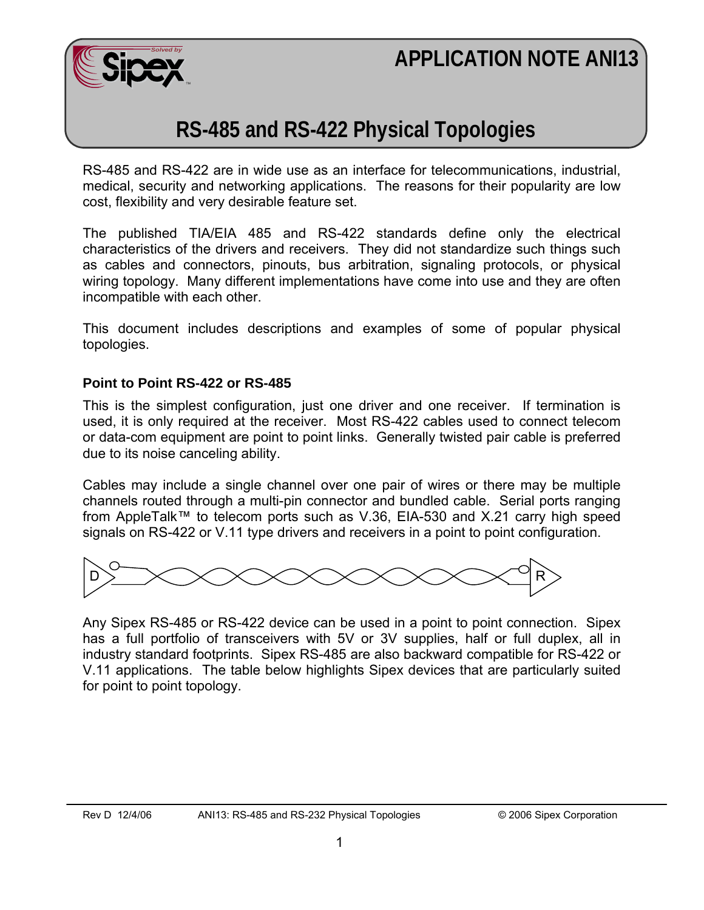# APPLICATION NOTE ANI13

## RS-485 and RS-422 Physical Topologies

RS-485 and RS-422 are in wide use as an interface for telecommunications, industrial, medical, security and networking applications. The reasons for their popularity are low cost, flexibility and very desirable feature set.

The published TIA/EIA 485 and RS-422 standards define only the electrical characteristics of the drivers and receivers. They did not standardize such things such as cables and connectors, pinouts, bus arbitration, signaling protocols, or physical wiring topology. Many different implementations have come into use and they are often incompatible with each other.

This document includes descriptions and examples of some of popular physical topologies.

### Point to Point RS-422 or RS-485

This is the simplest configuration, just one driver and one receiver. If termination is used, it is only required at the receiver. Most RS-422 cables used to connect telecom or data-com equipment are point to point links. Generally twisted pair cable is preferred due to its noise canceling ability.

Cables may include a single channel over one pair of wires or there may be multiple channels routed through a multi-pin connector and bundled cable. Serial ports ranging from AppleTalk™ to telecom ports such as V.36, EIA-530 and X.21 carry high speed signals on RS-422 or V.11 type drivers and receivers in a point to point configuration.

D R

Any Sipex RS-485 or RS-422 device can be used in a point to point connection. Sipex has a full portfolio of transceivers with 5V or 3V supplies, half or full duplex, all in industry standard footprints. Sipex RS-485 are also backward compatible for RS-422 or V.11 applications. The table below highlights Sipex devices that are particularly suited for point to point topology.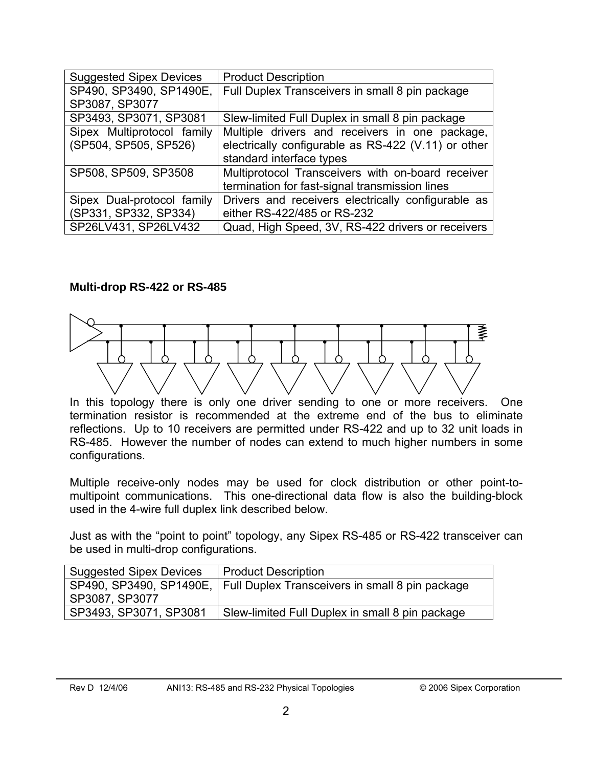| Suggested Sipex Devices | Product Description |
| --- | --- |
| SP490, SP3490, SP1490E, SP3087, SP3077 | Full Duplex Transceivers in small 8 pin package |
| SP3493, SP3071, SP3081 | Slew-limited Full Duplex in small 8 pin package |
| Sipex Multiprotocol family (SP504, SP505, SP526) | Multiple drivers and receivers in one package, electrically configurable as RS-422 (V.11) or other standard interface types |
| SP508, SP509, SP3508 | Multiprotocol Transceivers with on-board receiver termination for fast-signal transmission lines |
| Sipex Dual-protocol family (SP331, SP332, SP334) | Drivers and receivers electrically configurable as either RS-422/485 or RS-232 |
| SP26LV431, SP26LV432 | Quad, High Speed, 3V, RS-422 drivers or receivers |

### Multi-drop RS-422 or RS-485

In this topology there is only one driver sending to one or more receivers. One termination resistor is recommended at the extreme end of the bus to eliminate reflections. Up to 10 receivers are permitted under RS-422 and up to 32 unit loads in RS-485. However the number of nodes can extend to much higher numbers in some configurations.

Multiple receive-only nodes may be used for clock distribution or other point-to-multipoint communications. This one-directional data flow is also the building-block used in the 4-wire full duplex link described below.

Just as with the "point to point" topology, any Sipex RS-485 or RS-422 transceiver can be used in multi-drop configurations.

| Suggested Sipex Devices | Product Description |
| --- | --- |
| SP490, SP3490, SP1490E, SP3087, SP3077 | Full Duplex Transceivers in small 8 pin package |
| SP3493, SP3071, SP3081 | Slew-limited Full Duplex in small 8 pin package |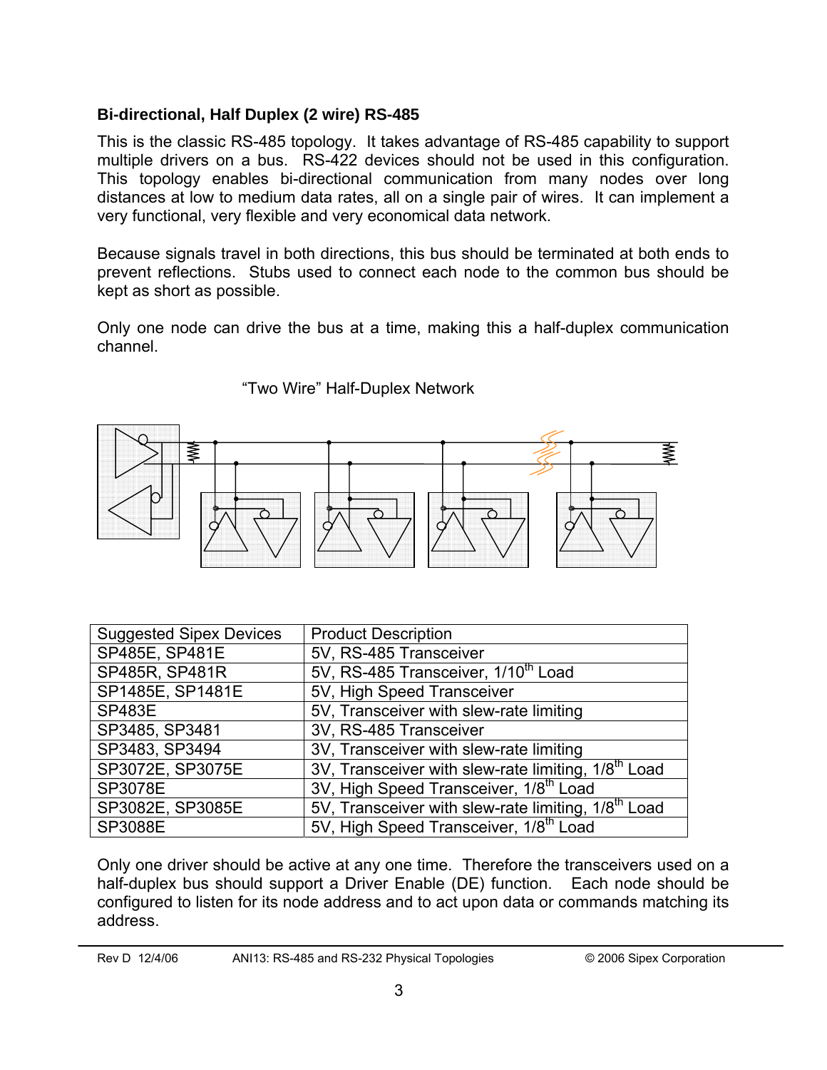### Bi-directional, Half Duplex (2 wire) RS-485

This is the classic RS-485 topology. It takes advantage of RS-485 capability to support multiple drivers on a bus. RS-422 devices should not be used in this configuration. This topology enables bi-directional communication from many nodes over long distances at low to medium data rates, all on a single pair of wires. It can implement a very functional, very flexible and very economical data network.

Because signals travel in both directions, this bus should be terminated at both ends to prevent reflections. Stubs used to connect each node to the common bus should be kept as short as possible.

Only one node can drive the bus at a time, making this a half-duplex communication channel.

"Two Wire" Half-Duplex Network

| Suggested Sipex Devices | Product Description |
|---|---|
| SP485E, SP481E | 5V, RS-485 Transceiver |
| SP485R, SP481R | 5V, RS-485 Transceiver, 1/10th Load |
| SP1485E, SP1481E | 5V, High Speed Transceiver |
| SP483E | 5V, Transceiver with slew-rate limiting |
| SP3485, SP3481 | 3V, RS-485 Transceiver |
| SP3483, SP3494 | 3V, Transceiver with slew-rate limiting |
| SP3072E, SP3075E | 3V, Transceiver with slew-rate limiting, 1/8th Load |
| SP3078E | 3V, High Speed Transceiver, 1/8th Load |
| SP3082E, SP3085E | 5V, Transceiver with slew-rate limiting, 1/8th Load |
| SP3088E | 5V, High Speed Transceiver, 1/8th Load |

Only one driver should be active at any one time. Therefore the transceivers used on a half-duplex bus should support a Driver Enable (DE) function. Each node should be configured to listen for its node address and to act upon data or commands matching its address.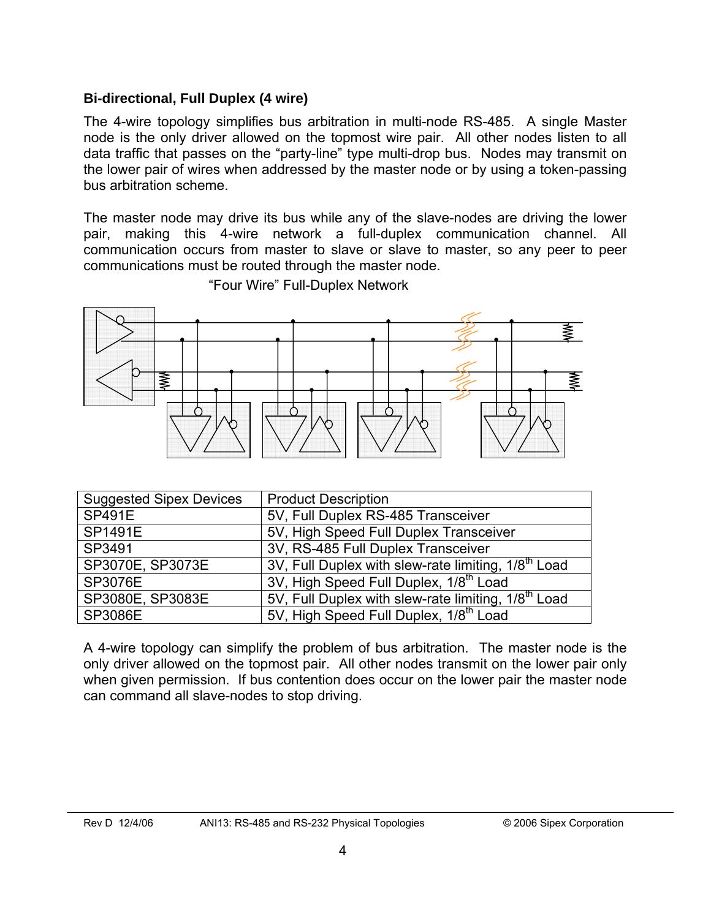### Bi-directional, Full Duplex (4 wire)

The 4-wire topology simplifies bus arbitration in multi-node RS-485. A single Master node is the only driver allowed on the topmost wire pair. All other nodes listen to all data traffic that passes on the "party-line" type multi-drop bus. Nodes may transmit on the lower pair of wires when addressed by the master node or by using a token-passing bus arbitration scheme.

The master node may drive its bus while any of the slave-nodes are driving the lower pair, making this 4-wire network a full-duplex communication channel. All communication occurs from master to slave or slave to master, so any peer to peer communications must be routed through the master node.

"Four Wire" Full-Duplex Network

| Suggested Sipex Devices | Product Description |
| --- | --- |
| SP491E | 5V, Full Duplex RS-485 Transceiver |
| SP1491E | 5V, High Speed Full Duplex Transceiver |
| SP3491 | 3V, RS-485 Full Duplex Transceiver |
| SP3070E, SP3073E | 3V, Full Duplex with slew-rate limiting, 1/8th Load |
| SP3076E | 3V, High Speed Full Duplex, 1/8th Load |
| SP3080E, SP3083E | 5V, Full Duplex with slew-rate limiting, 1/8th Load |
| SP3086E | 5V, High Speed Full Duplex, 1/8th Load |

A 4-wire topology can simplify the problem of bus arbitration. The master node is the only driver allowed on the topmost pair. All other nodes transmit on the lower pair only when given permission. If bus contention does occur on the lower pair the master node can command all slave-nodes to stop driving.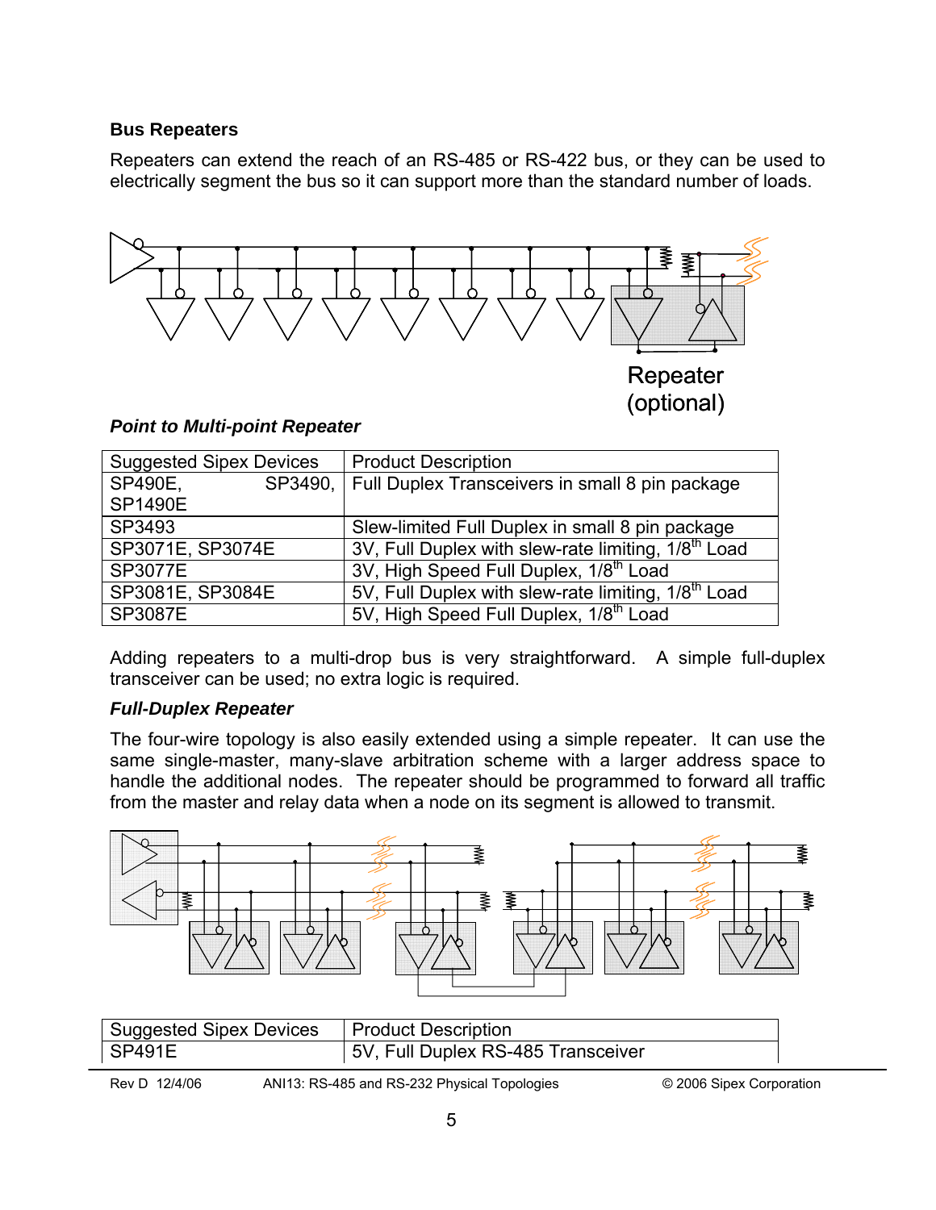### Bus Repeaters

Repeaters can extend the reach of an RS-485 or RS-422 bus, or they can be used to electrically segment the bus so it can support more than the standard number of loads.

Repeater (optional)

***Point to Multi-point Repeater***

| Suggested Sipex Devices | Product Description |
|---|---|
| SP490E, SP3490, SP1490E | Full Duplex Transceivers in small 8 pin package |
| SP3493 | Slew-limited Full Duplex in small 8 pin package |
| SP3071E, SP3074E | 3V, Full Duplex with slew-rate limiting, 1/8th Load |
| SP3077E | 3V, High Speed Full Duplex, 1/8th Load |
| SP3081E, SP3084E | 5V, Full Duplex with slew-rate limiting, 1/8th Load |
| SP3087E | 5V, High Speed Full Duplex, 1/8th Load |

Adding repeaters to a multi-drop bus is very straightforward. A simple full-duplex transceiver can be used; no extra logic is required.

***Full-Duplex Repeater***

The four-wire topology is also easily extended using a simple repeater. It can use the same single-master, many-slave arbitration scheme with a larger address space to handle the additional nodes. The repeater should be programmed to forward all traffic from the master and relay data when a node on its segment is allowed to transmit.

| Suggested Sipex Devices | Product Description |
|---|---|
| SP491E | 5V, Full Duplex RS-485 Transceiver |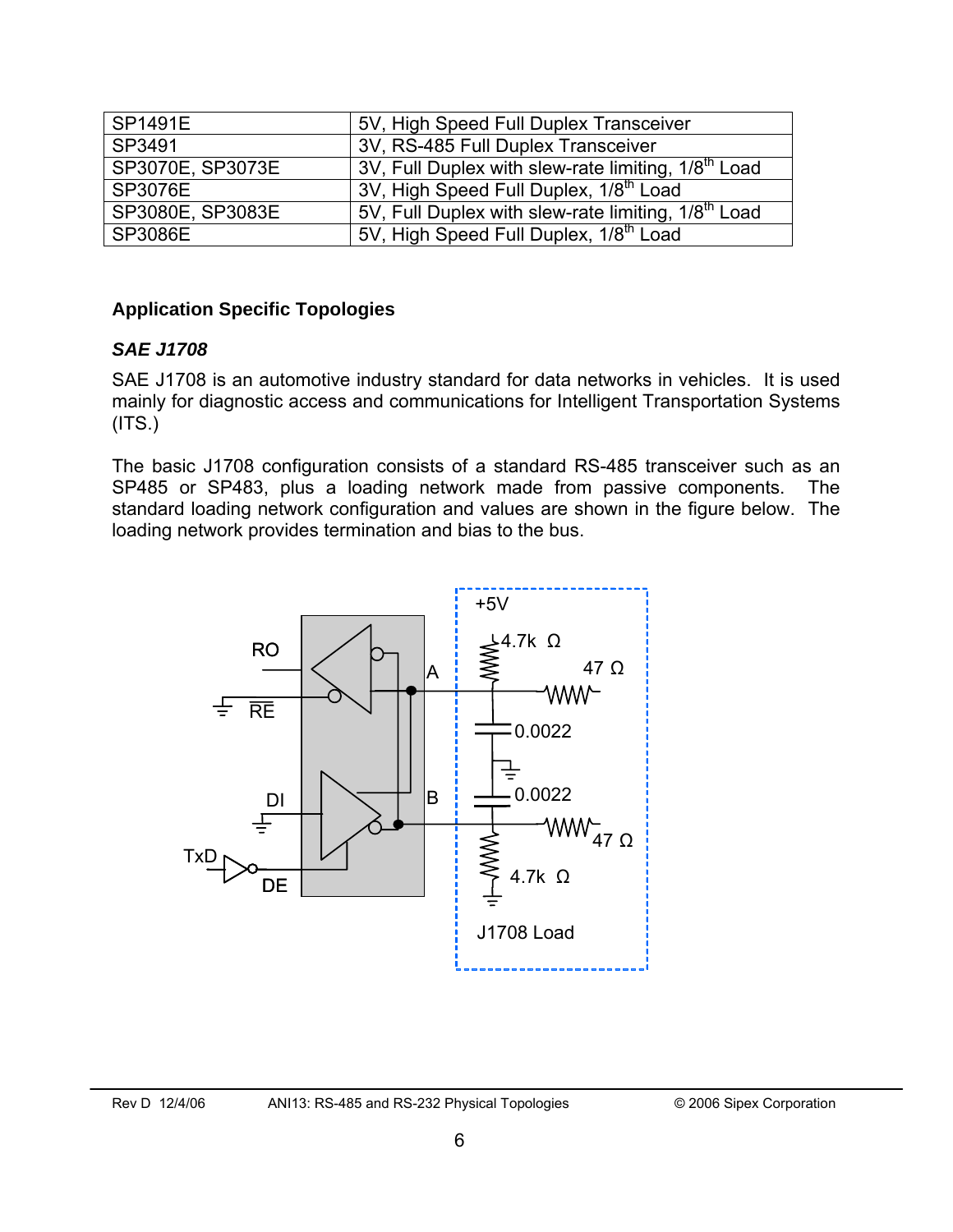| SP1491E | 5V, High Speed Full Duplex Transceiver |
|---|---|
| SP3491 | 3V, RS-485 Full Duplex Transceiver |
| SP3070E, SP3073E | 3V, Full Duplex with slew-rate limiting, 1/8th Load |
| SP3076E | 3V, High Speed Full Duplex, 1/8th Load |
| SP3080E, SP3083E | 5V, Full Duplex with slew-rate limiting, 1/8th Load |
| SP3086E | 5V, High Speed Full Duplex, 1/8th Load |

**Application Specific Topologies**

***SAE J1708***

SAE J1708 is an automotive industry standard for data networks in vehicles. It is used mainly for diagnostic access and communications for Intelligent Transportation Systems (ITS.)

The basic J1708 configuration consists of a standard RS-485 transceiver such as an SP485 or SP483, plus a loading network made from passive components. The standard loading network configuration and values are shown in the figure below. The loading network provides termination and bias to the bus.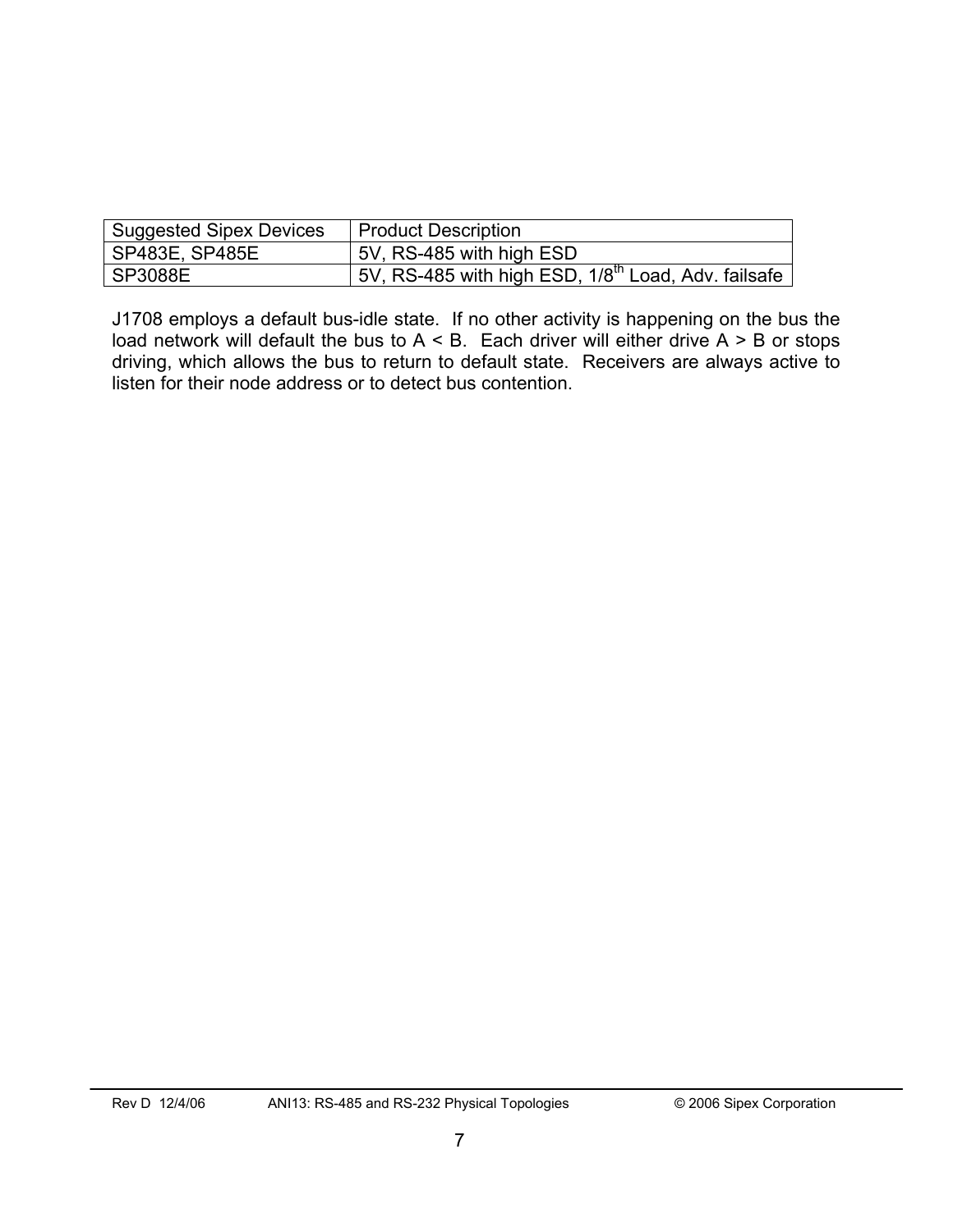| Suggested Sipex Devices | Product Description |
|---|---|
| SP483E, SP485E | 5V, RS-485 with high ESD |
| SP3088E | 5V, RS-485 with high ESD, 1/8$^{th}$ Load, Adv. failsafe |

J1708 employs a default bus-idle state. If no other activity is happening on the bus the load network will default the bus to A < B. Each driver will either drive A > B or stops driving, which allows the bus to return to default state. Receivers are always active to listen for their node address or to detect bus contention.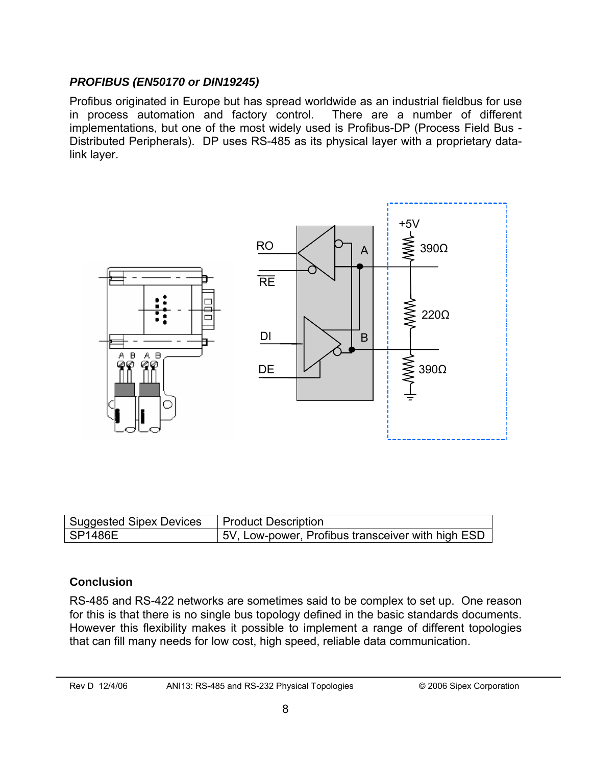### *PROFIBUS (EN50170 or DIN19245)*

Profibus originated in Europe but has spread worldwide as an industrial fieldbus for use in process automation and factory control. There are a number of different implementations, but one of the most widely used is Profibus-DP (Process Field Bus - Distributed Peripherals). DP uses RS-485 as its physical layer with a proprietary data-link layer.

RO

RE

DI

DE

A

B

+5V

390Ω

220Ω

390Ω

| Suggested Sipex Devices | Product Description |
|---|---|
| SP1486E | 5V, Low-power, Profibus transceiver with high ESD |

### Conclusion

RS-485 and RS-422 networks are sometimes said to be complex to set up. One reason for this is that there is no single bus topology defined in the basic standards documents. However this flexibility makes it possible to implement a range of different topologies that can fill many needs for low cost, high speed, reliable data communication.